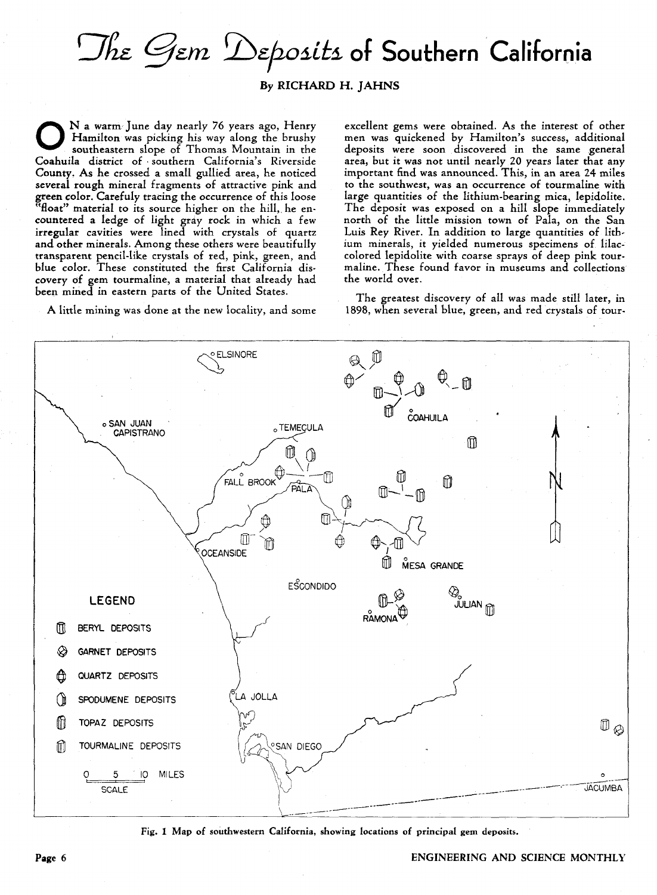# The Gem Deposits of Southern California

**By RICHARD H. JAHNS**

On a warm June day nearly 76 years ago, Henry Hamilton was picking his way along the brushy southeastern slope of Thomas Mountain in the Coahuila district of southern California's Riverside County. As he crossed a small gullied area, he noticed several rough mineral fragments of attractive pink and green color. Carefuly tracing the occurrence of this loose "float" material to its source higher on the hill, he encountered a ledge of light gray rock in which a few irregular cavities were lined with crystals of quartz and other minerals. Among these others were beautifully transparent pencil-like crystals of red, pink, green, and blue color. These constituted the first California discovery of gem tourmaline, a material that already had been mined in eastern parts of the United States.

A little mining was done at the new locality, and some excellent gems were obtained. As the interest of other men was quickened by Hamilton's success, additional deposits were soon discovered in the same general area, but it was not until nearly 20 years later that any important find was announced. This, in an area 24 miles to the southwest, was an occurrence of tourmaline with large quantities of the lithium-bearing mica, lepidolite. The deposit was exposed on a hill slope immediately north of the little mission town of Pala, on the San Luis Rey River. In addition to large quantities of lithium minerals, it yielded numerous specimens of lilac-colored lepidolite with coarse sprays of deep pink tourmaline. These found favor in museums and collections the world over.

The greatest discovery of all was made still later, in 1898, when several blue, green, and red crystals of tour-

Fig. 1 Map of southwestern California, showing locations of principal gem deposits.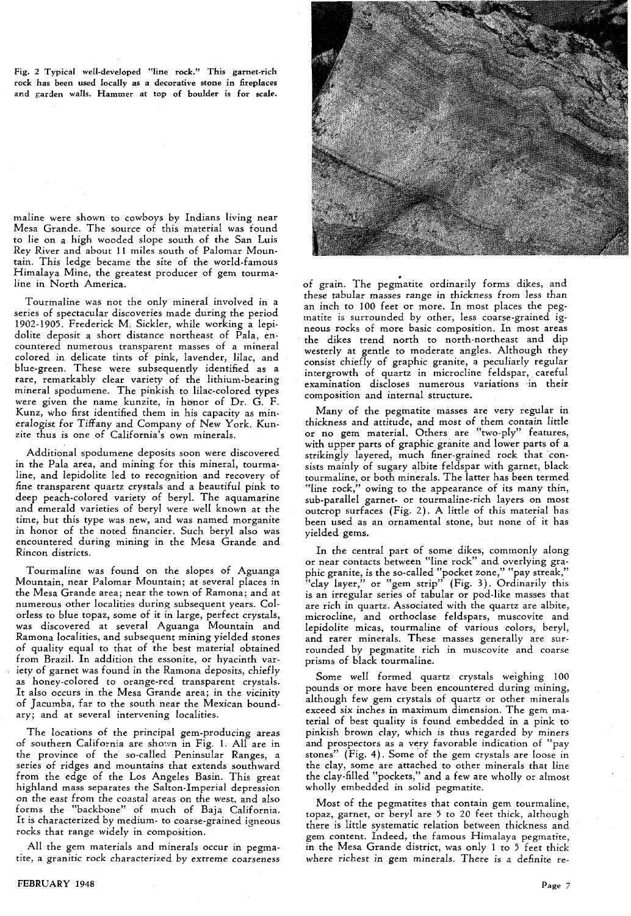Fig. 2 Typical well-developed "line rock." This garnet-rich rock has been used locally as a decorative stone in fireplaces and garden walls. Hammer at top of boulder is for scale.

maline were shown to cowboys by Indians living near Mesa Grande. The source of this material was found to lie on a high wooded slope south of the San Luis Rey River and about 11 miles south of Palomar Mountain. This ledge became the site of the world-famous Himalaya Mine, the greatest producer of gem tourmaline in North America.

Tourmaline was not the only mineral involved in a series of spectacular discoveries made during the period 1902-1905. Frederick M. Sickler, while working a lepidolite deposit a short distance northeast of Pala, encountered numerous transparent masses of a mineral colored in delicate tints of pink, lavender, lilac, and blue-green. These were subsequently identified as a rare, remarkably clear variety of the lithium-bearing mineral spodumene. The pinkish to lilac-colored types were given the name kunzite, in honor of Dr. G. F. Kunz, who first identified them in his capacity as mineralogist for Tiffany and Company of New York. Kunzite thus is one of California's own minerals.

Additional spodumene deposits soon were discovered in the Pala area, and mining for this mineral, tourmaline, and lepidolite led to recognition and recovery of fine transparent quartz crystals and a beautiful pink to deep peach-colored variety of beryl. The aquamarine and emerald varieties of beryl were well known at the time, but this type was new, and was named morganite in honor of the noted financier. Such beryl also was encountered during mining in the Mesa Grande and Rincon districts.

Tourmaline was found on the slopes of Aguanga Mountain, near Palomar Mountain; at several places in the Mesa Grande area; near the town of Ramona; and at numerous other localities during subsequent years. Colorless to blue topaz, some of it in large, perfect crystals, was discovered at several Aguanga Mountain and Ramona localities, and subsequent mining yielded stones of quality equal to that of the best material obtained from Brazil. In addition the essonite, or hyacinth variety of garnet was found in the Ramona deposits, chiefly as honey-colored to orange-red transparent crystals. It also occurs in the Mesa Grande area; in the vicinity of Jacumba, far to the south near the Mexican boundary; and at several intervening localities.

The locations of the principal gem-producing areas of southern California are shown in Fig. 1. All are in the province of the so-called Peninsular Ranges, a series of ridges and mountains that extends southward from the edge of the Los Angeles Basin. This great highland mass separates the Salton-Imperial depression on the east from the coastal areas on the west, and also forms the "backbone" of much of Baja California. It is characterized by medium- to coarse-grained igneous rocks that range widely in composition.

All the gem materials and minerals occur in pegmatite, a granitic rock characterized by extreme coarseness of grain. The pegmatite ordinarily forms dikes, and these tabular masses range in thickness from less than an inch to 100 feet or more. In most places the pegmatite is surrounded by other, less coarse-grained igneous rocks of more basic composition. In most areas the dikes trend north to north-northeast and dip westerly at gentle to moderate angles. Although they consist chiefly of graphic granite, a peculiarly regular intergrowth of quartz in microcline feldspar, careful examination discloses numerous variations in their composition and internal structure.

Many of the pegmatite masses are very regular in thickness and attitude, and most of them contain little or no gem material. Others are "two-ply" features, with upper parts of graphic granite and lower parts of a strikingly layered, much finer-grained rock that consists mainly of sugary albite feldspar with garnet, black tourmaline, or both minerals. The latter has been termed "line rock," owing to the appearance of its many thin, sub-parallel garnet- or tourmaline-rich layers on most outcrop surfaces (Fig. 2). A little of this material has been used as an ornamental stone, but none of it has yielded gems.

In the central part of some dikes, commonly along or near contacts between "line rock" and overlying graphic granite, is the so-called "pocket zone," "pay streak," "clay layer," or "gem strip" (Fig. 3). Ordinarily this is an irregular series of tabular or pod-like masses that are rich in quartz. Associated with the quartz are albite, microcline, and orthoclase feldspars, muscovite and lepidolite micas, tourmaline of various colors, beryl, and rarer minerals. These masses generally are surrounded by pegmatite rich in muscovite and coarse prisms of black tourmaline.

Some well formed quartz crystals weighing 100 pounds or more have been encountered during mining, although few gem crystals of quartz or other minerals exceed six inches in maximum dimension. The gem material of best quality is found embedded in a pink to pinkish brown clay, which is thus regarded by miners and prospectors as a very favorable indication of "pay stones" (Fig. 4). Some of the gem crystals are loose in the clay, some are attached to other minerals that line the clay-filled "pockets," and a few are wholly or almost wholly embedded in solid pegmatite.

Most of the pegmatites that contain gem tourmaline, topaz, garnet, or beryl are 5 to 20 feet thick, although there is little systematic relation between thickness and gem content. Indeed, the famous Himalaya pegmatite, in the Mesa Grande district, was only 1 to 5 feet thick where richest in gem minerals. There is a definite re-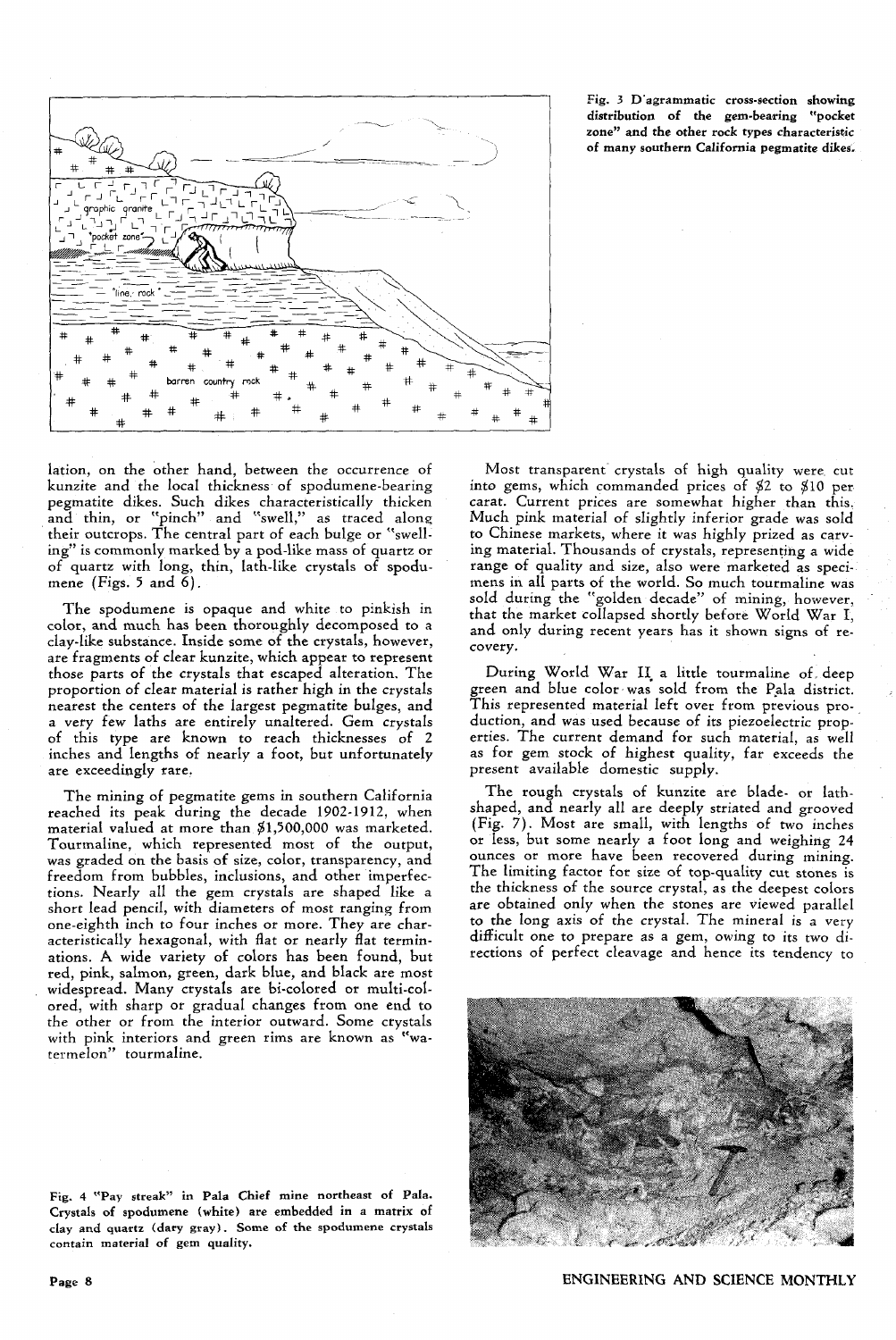Fig. 3 Diagrammatic cross-section showing distribution of the gem-bearing "pocket zone" and the other rock types characteristic of many southern California pegmatite dikes.

lation, on the other hand, between the occurrence of kunzite and the local thickness of spodumene-bearing pegmatite dikes. Such dikes characteristically thicken and thin, or "pinch" and "swell," as traced along their outcrops. The central part of each bulge or "swelling" is commonly marked by a pod-like mass of quartz or of quartz with long, thin, lath-like crystals of spodumene (Figs. 5 and 6).

The spodumene is opaque and white to pinkish in color, and much has been thoroughly decomposed to a clay-like substance. Inside some of the crystals, however, are fragments of clear kunzite, which appear to represent those parts of the crystals that escaped alteration. The proportion of clear material is rather high in the crystals nearest the centers of the largest pegmatite bulges, and a very few laths are entirely unaltered. Gem crystals of this type are known to reach thicknesses of 2 inches and lengths of nearly a foot, but unfortunately are exceedingly rare.

The mining of pegmatite gems in southern California reached its peak during the decade 1902-1912, when material valued at more than $1,500,000 was marketed. Tourmaline, which represented most of the output, was graded on the basis of size, color, transparency, and freedom from bubbles, inclusions, and other imperfections. Nearly all the gem crystals are shaped like a short lead pencil, with diameters of most ranging from one-eighth inch to four inches or more. They are characteristically hexagonal, with flat or nearly flat terminations. A wide variety of colors has been found, but red, pink, salmon, green, dark blue, and black are most widespread. Many crystals are bi-colored or multi-colored, with sharp or gradual changes from one end to the other or from the interior outward. Some crystals with pink interiors and green rims are known as "watermelon" tourmaline.

Most transparent crystals of high quality were cut into gems, which commanded prices of $2 to $10 per carat. Current prices are somewhat higher than this. Much pink material of slightly inferior grade was sold to Chinese markets, where it was highly prized as carving material. Thousands of crystals, representing a wide range of quality and size, also were marketed as specimens in all parts of the world. So much tourmaline was sold during the "golden decade" of mining, however, that the market collapsed shortly before World War I, and only during recent years has it shown signs of recovery.

During World War II, a little tourmaline of deep green and blue color was sold from the Pala district. This represented material left over from previous production, and was used because of its piezoelectric properties. The current demand for such material, as well as for gem stock of highest quality, far exceeds the present available domestic supply.

The rough crystals of kunzite are blade- or lath-shaped, and nearly all are deeply striated and grooved (Fig. 7). Most are small, with lengths of two inches or less, but some nearly a foot long and weighing 24 ounces or more have been recovered during mining. The limiting factor for size of top-quality cut stones is the thickness of the source crystal, as the deepest colors are obtained only when the stones are viewed parallel to the long axis of the crystal. The mineral is a very difficult one to prepare as a gem, owing to its two directions of perfect cleavage and hence its tendency to

Fig. 4 "Pay streak" in Pala Chief mine northeast of Pala. Crystals of spodumene (white) are embedded in a matrix of clay and quartz (dary gray). Some of the spodumene crystals contain material of gem quality.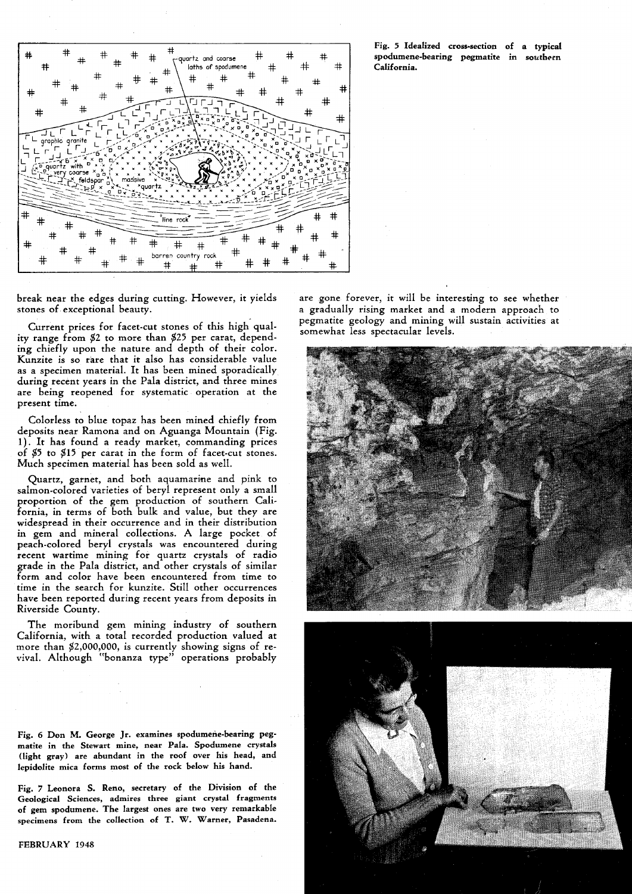quartz and coarse laths of spodumene

graphic granite

quartz with very coarse feldspar

massive quartz

"line rock"

barren country rock

Fig. 5 Idealized cross-section of a typical spodumene-bearing pegmatite in southern California.

break near the edges during cutting. However, it yields stones of exceptional beauty.

Current prices for facet-cut stones of this high quality range from $2 to more than $25 per carat, depending chiefly upon the nature and depth of their color. Kunzite is so rare that it also has considerable value as a specimen material. It has been mined sporadically during recent years in the Pala district, and three mines are being reopened for systematic operation at the present time.

Colorless to blue topaz has been mined chiefly from deposits near Ramona and on Aguanga Mountain (Fig. 1). It has found a ready market, commanding prices of $5 to $15 per carat in the form of facet-cut stones. Much specimen material has been sold as well.

Quartz, garnet, and both aquamarine and pink to salmon-colored varieties of beryl represent only a small proportion of the gem production of southern California, in terms of both bulk and value, but they are widespread in their occurrence and in their distribution in gem and mineral collections. A large pocket of peach-colored beryl crystals was encountered during recent wartime mining for quartz crystals of radio grade in the Pala district, and other crystals of similar form and color have been encountered from time to time in the search for kunzite. Still other occurrences have been reported during recent years from deposits in Riverside County.

The moribund gem mining industry of southern California, with a total recorded production valued at more than $2,000,000, is currently showing signs of revival. Although "bonanza type" operations probably are gone forever, it will be interesting to see whether a gradually rising market and a modern approach to pegmatite geology and mining will sustain activities at somewhat less spectacular levels.

Fig. 6 Don M. George Jr. examines spodumene-bearing pegmatite in the Stewart mine, near Pala. Spodumene crystals (light gray) are abundant in the roof over his head, and lepidolite mica forms most of the rock below his hand.

Fig. 7 Leonora S. Reno, secretary of the Division of the Geological Sciences, admires three giant crystal fragments of gem spodumene. The largest ones are two very remarkable specimens from the collection of T. W. Warner, Pasadena.